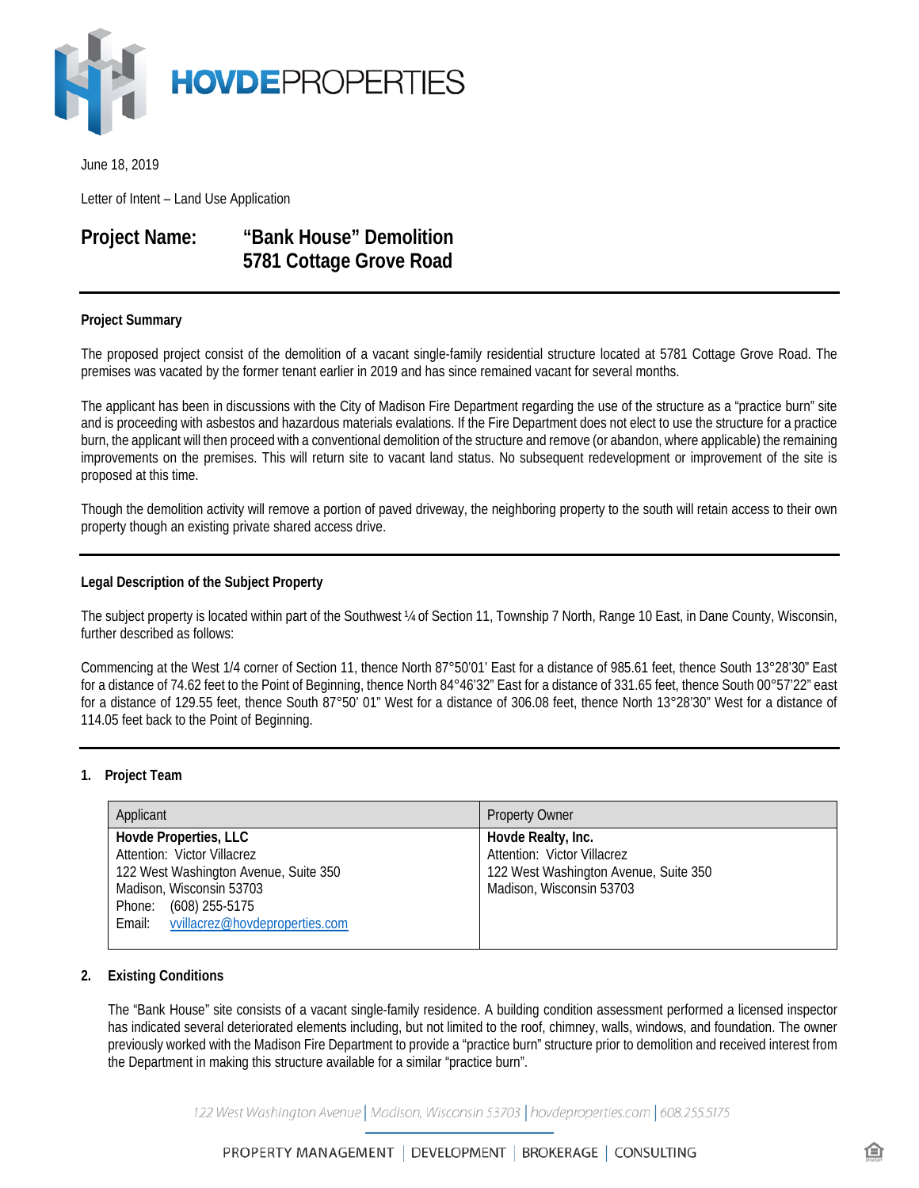**HOVDE**PROPERTIES

June 18, 2019

Letter of Intent – Land Use Application

## Project Name: "Bank House" Demolition 5781 Cottage Grove Road

---

**Project Summary**

The proposed project consist of the demolition of a vacant single-family residential structure located at 5781 Cottage Grove Road. The premises was vacated by the former tenant earlier in 2019 and has since remained vacant for several months.

The applicant has been in discussions with the City of Madison Fire Department regarding the use of the structure as a "practice burn" site and is proceeding with asbestos and hazardous materials evalations. If the Fire Department does not elect to use the structure for a practice burn, the applicant will then proceed with a conventional demolition of the structure and remove (or abandon, where applicable) the remaining improvements on the premises. This will return site to vacant land status. No subsequent redevelopment or improvement of the site is proposed at this time.

Though the demolition activity will remove a portion of paved driveway, the neighboring property to the south will retain access to their own property though an existing private shared access drive.

---

**Legal Description of the Subject Property**

The subject property is located within part of the Southwest ¼ of Section 11, Township 7 North, Range 10 East, in Dane County, Wisconsin, further described as follows:

Commencing at the West 1/4 corner of Section 11, thence North 87°50'01' East for a distance of 985.61 feet, thence South 13°28'30" East for a distance of 74.62 feet to the Point of Beginning, thence North 84°46'32" East for a distance of 331.65 feet, thence South 00°57'22" east for a distance of 129.55 feet, thence South 87°50' 01" West for a distance of 306.08 feet, thence North 13°28'30" West for a distance of 114.05 feet back to the Point of Beginning.

---

**1. Project Team**

| Applicant | Property Owner |
|---|---|
| **Hovde Properties, LLC**<br>Attention: Victor Villacrez<br>122 West Washington Avenue, Suite 350<br>Madison, Wisconsin 53703<br>Phone: (608) 255-5175<br>Email: vvillacrez@hovdeproperties.com | **Hovde Realty, Inc.**<br>Attention: Victor Villacrez<br>122 West Washington Avenue, Suite 350<br>Madison, Wisconsin 53703 |

**2. Existing Conditions**

The "Bank House" site consists of a vacant single-family residence. A building condition assessment performed a licensed inspector has indicated several deteriorated elements including, but not limited to the roof, chimney, walls, windows, and foundation. The owner previously worked with the Madison Fire Department to provide a "practice burn" structure prior to demolition and received interest from the Department in making this structure available for a similar "practice burn".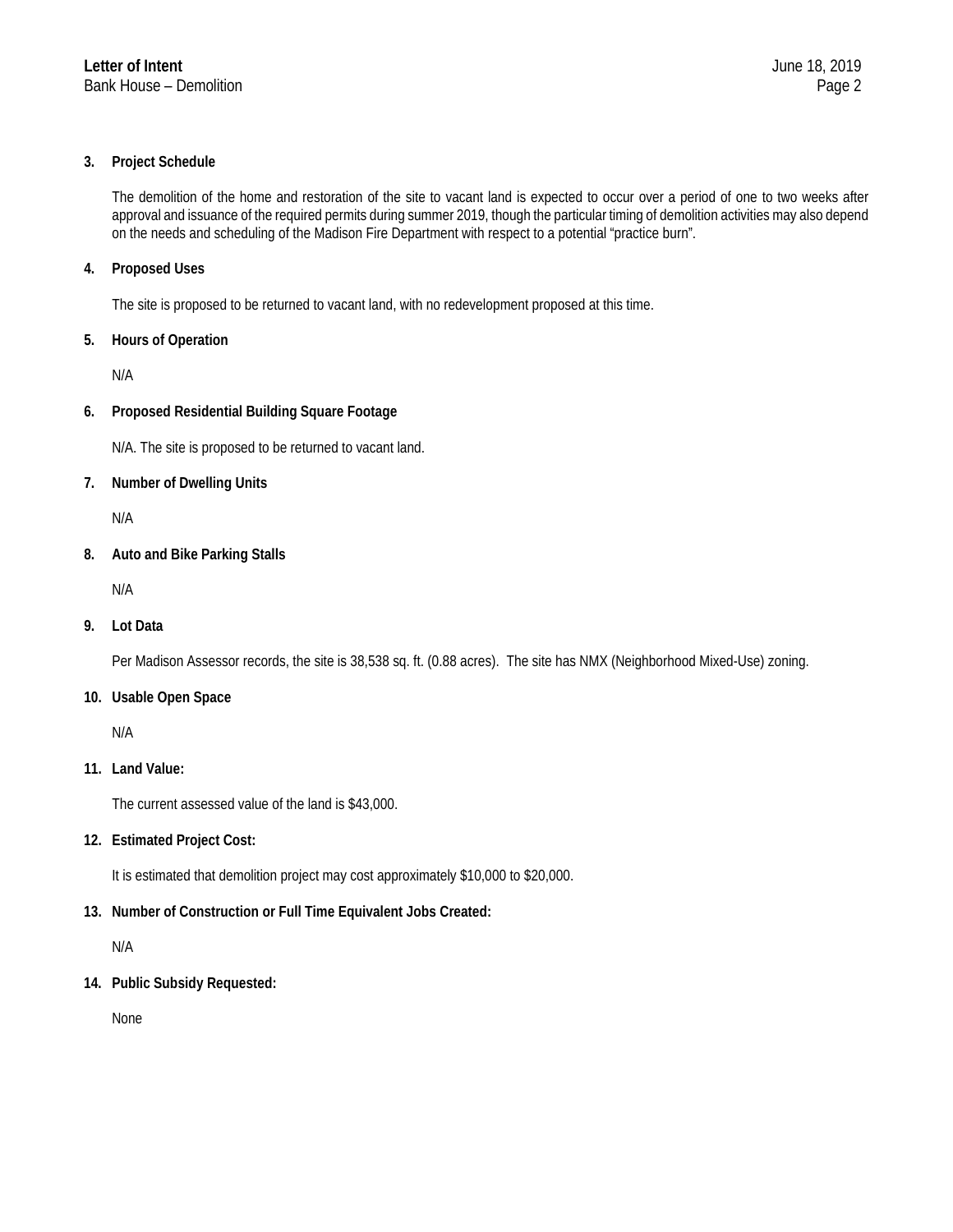**3. Project Schedule**

The demolition of the home and restoration of the site to vacant land is expected to occur over a period of one to two weeks after approval and issuance of the required permits during summer 2019, though the particular timing of demolition activities may also depend on the needs and scheduling of the Madison Fire Department with respect to a potential "practice burn".

**4. Proposed Uses**

The site is proposed to be returned to vacant land, with no redevelopment proposed at this time.

**5. Hours of Operation**

N/A

**6. Proposed Residential Building Square Footage**

N/A. The site is proposed to be returned to vacant land.

**7. Number of Dwelling Units**

N/A

**8. Auto and Bike Parking Stalls**

N/A

**9. Lot Data**

Per Madison Assessor records, the site is 38,538 sq. ft. (0.88 acres). The site has NMX (Neighborhood Mixed-Use) zoning.

**10. Usable Open Space**

N/A

**11. Land Value:**

The current assessed value of the land is $43,000.

**12. Estimated Project Cost:**

It is estimated that demolition project may cost approximately $10,000 to $20,000.

**13. Number of Construction or Full Time Equivalent Jobs Created:**

N/A

**14. Public Subsidy Requested:**

None